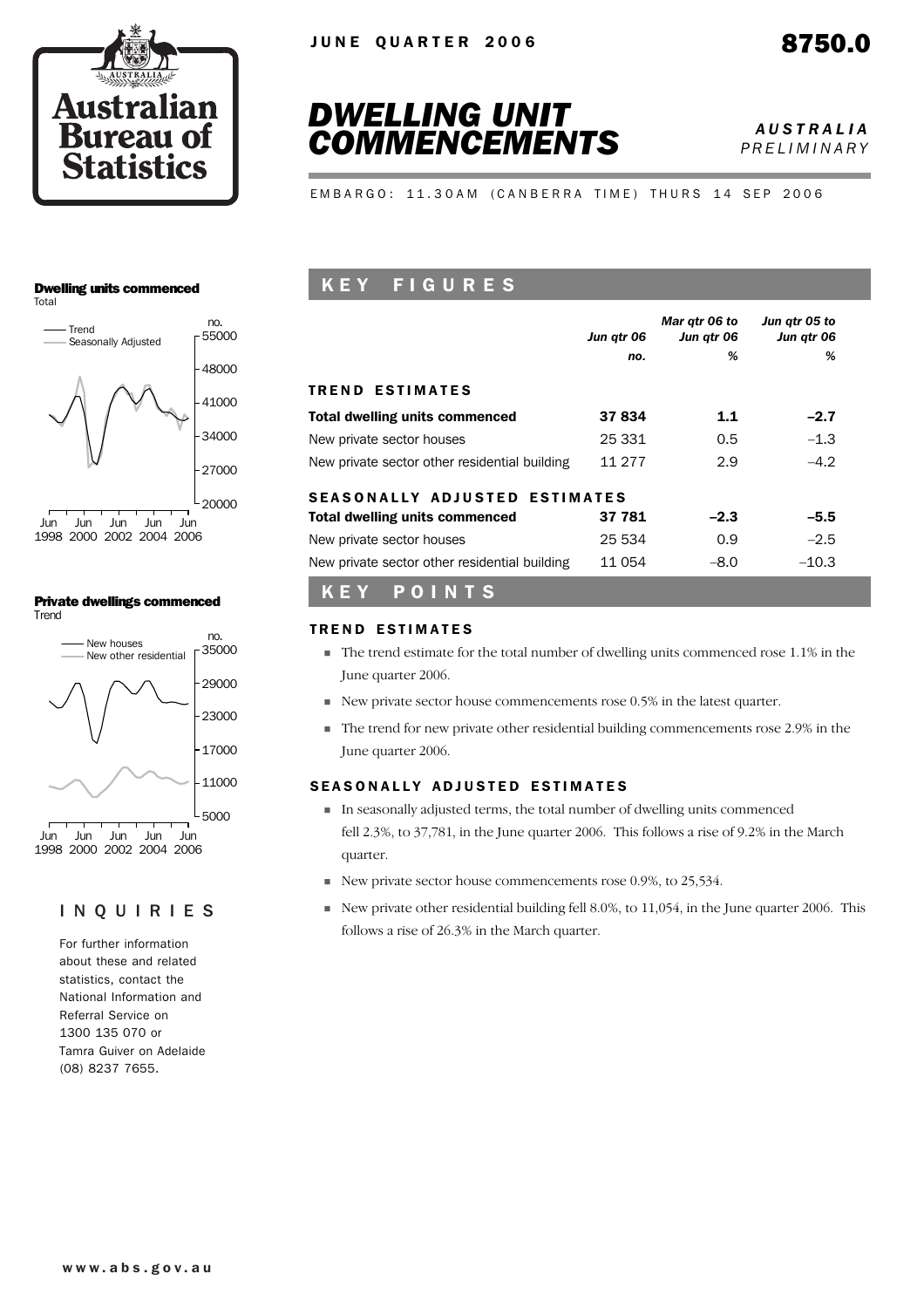JUNE QUARTER 2006

8750.0

Australian Bureau of Statistics

# DWELLING UNIT COMMENCEMENTS

*AUSTRALIA*
*PRELIMINARY*

EMBARGO: 11.30AM (CANBERRA TIME) THURS 14 SEP 2006

**Dwelling units commenced**
Total

Trend
Seasonally Adjusted
no.
55000
48000
41000
34000
27000
20000
Jun 1998 Jun 2000 Jun 2002 Jun 2004 Jun 2006

**Private dwellings commenced**
Trend

New houses
New other residential
no.
35000
29000
23000
17000
11000
5000
Jun 1998 Jun 2000 Jun 2002 Jun 2004 Jun 2006

## KEY FIGURES

| | Jun qtr 06 | Mar qtr 06 to Jun qtr 06 | Jun qtr 05 to Jun qtr 06 |
|---|---|---|---|
| | no. | % | % |
| **TREND ESTIMATES** | | | |
| **Total dwelling units commenced** | **37 834** | **1.1** | **–2.7** |
| New private sector houses | 25 331 | 0.5 | –1.3 |
| New private sector other residential building | 11 277 | 2.9 | –4.2 |
| **SEASONALLY ADJUSTED ESTIMATES** | | | |
| **Total dwelling units commenced** | **37 781** | **–2.3** | **–5.5** |
| New private sector houses | 25 534 | 0.9 | –2.5 |
| New private sector other residential building | 11 054 | –8.0 | –10.3 |

## KEY POINTS

### TREND ESTIMATES

- The trend estimate for the total number of dwelling units commenced rose 1.1% in the June quarter 2006.
- New private sector house commencements rose 0.5% in the latest quarter.
- The trend for new private other residential building commencements rose 2.9% in the June quarter 2006.

### SEASONALLY ADJUSTED ESTIMATES

- In seasonally adjusted terms, the total number of dwelling units commenced fell 2.3%, to 37,781, in the June quarter 2006. This follows a rise of 9.2% in the March quarter.
- New private sector house commencements rose 0.9%, to 25,534.
- New private other residential building fell 8.0%, to 11,054, in the June quarter 2006. This follows a rise of 26.3% in the March quarter.

## INQUIRIES

For further information about these and related statistics, contact the National Information and Referral Service on 1300 135 070 or Tamra Guiver on Adelaide (08) 8237 7655.

www.abs.gov.au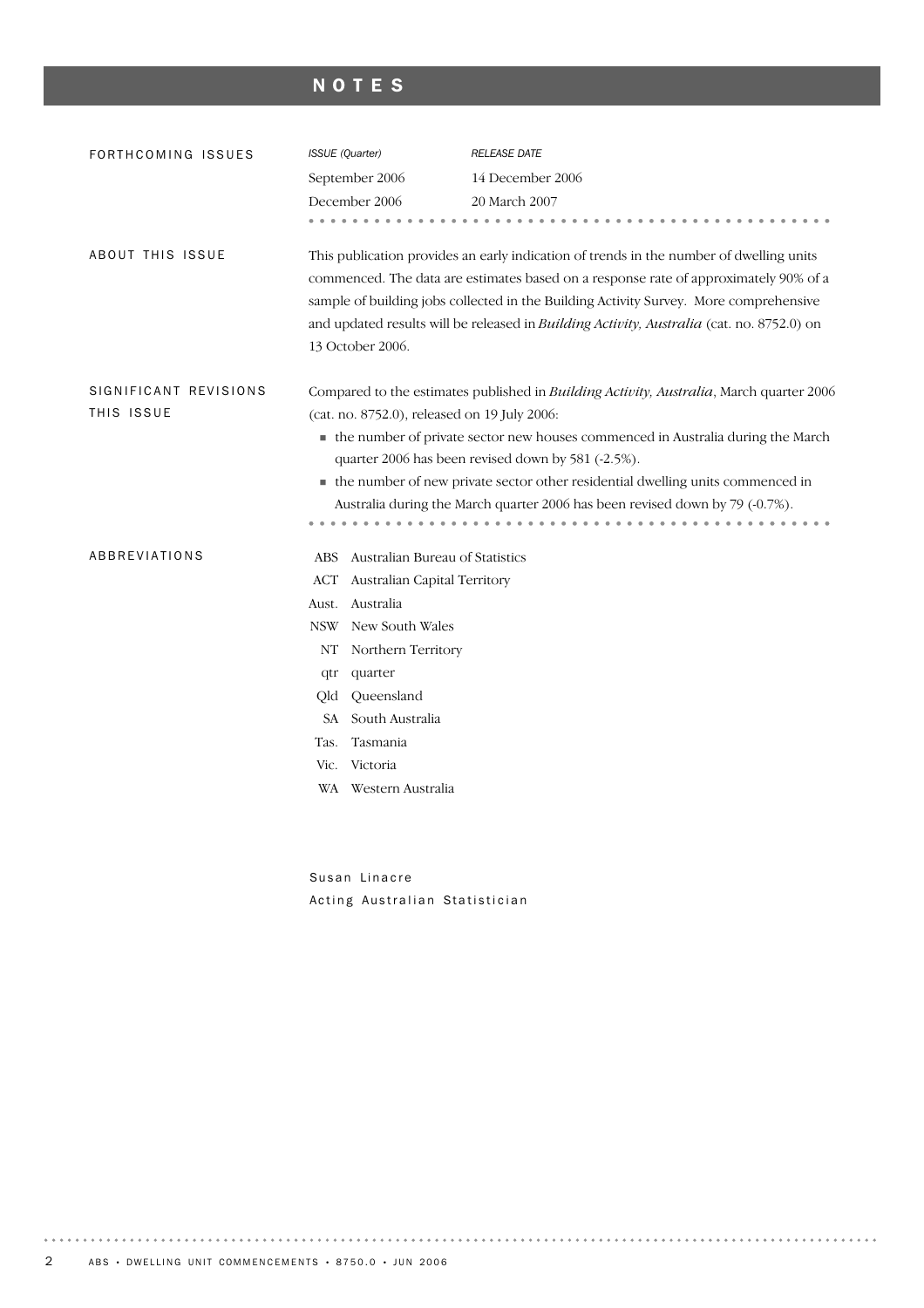# NOTES

## FORTHCOMING ISSUES

| *ISSUE (Quarter)* | *RELEASE DATE* |
| --- | --- |
| September 2006 | 14 December 2006 |
| December 2006 | 20 March 2007 |

## ABOUT THIS ISSUE

This publication provides an early indication of trends in the number of dwelling units commenced. The data are estimates based on a response rate of approximately 90% of a sample of building jobs collected in the Building Activity Survey. More comprehensive and updated results will be released in *Building Activity, Australia* (cat. no. 8752.0) on 13 October 2006.

## SIGNIFICANT REVISIONS THIS ISSUE

Compared to the estimates published in *Building Activity, Australia*, March quarter 2006 (cat. no. 8752.0), released on 19 July 2006:

- the number of private sector new houses commenced in Australia during the March quarter 2006 has been revised down by 581 (-2.5%).
- the number of new private sector other residential dwelling units commenced in Australia during the March quarter 2006 has been revised down by 79 (-0.7%).

## ABBREVIATIONS

| | |
| --- | --- |
| ABS | Australian Bureau of Statistics |
| ACT | Australian Capital Territory |
| Aust. | Australia |
| NSW | New South Wales |
| NT | Northern Territory |
| qtr | quarter |
| Qld | Queensland |
| SA | South Australia |
| Tas. | Tasmania |
| Vic. | Victoria |
| WA | Western Australia |

Susan Linacre
Acting Australian Statistician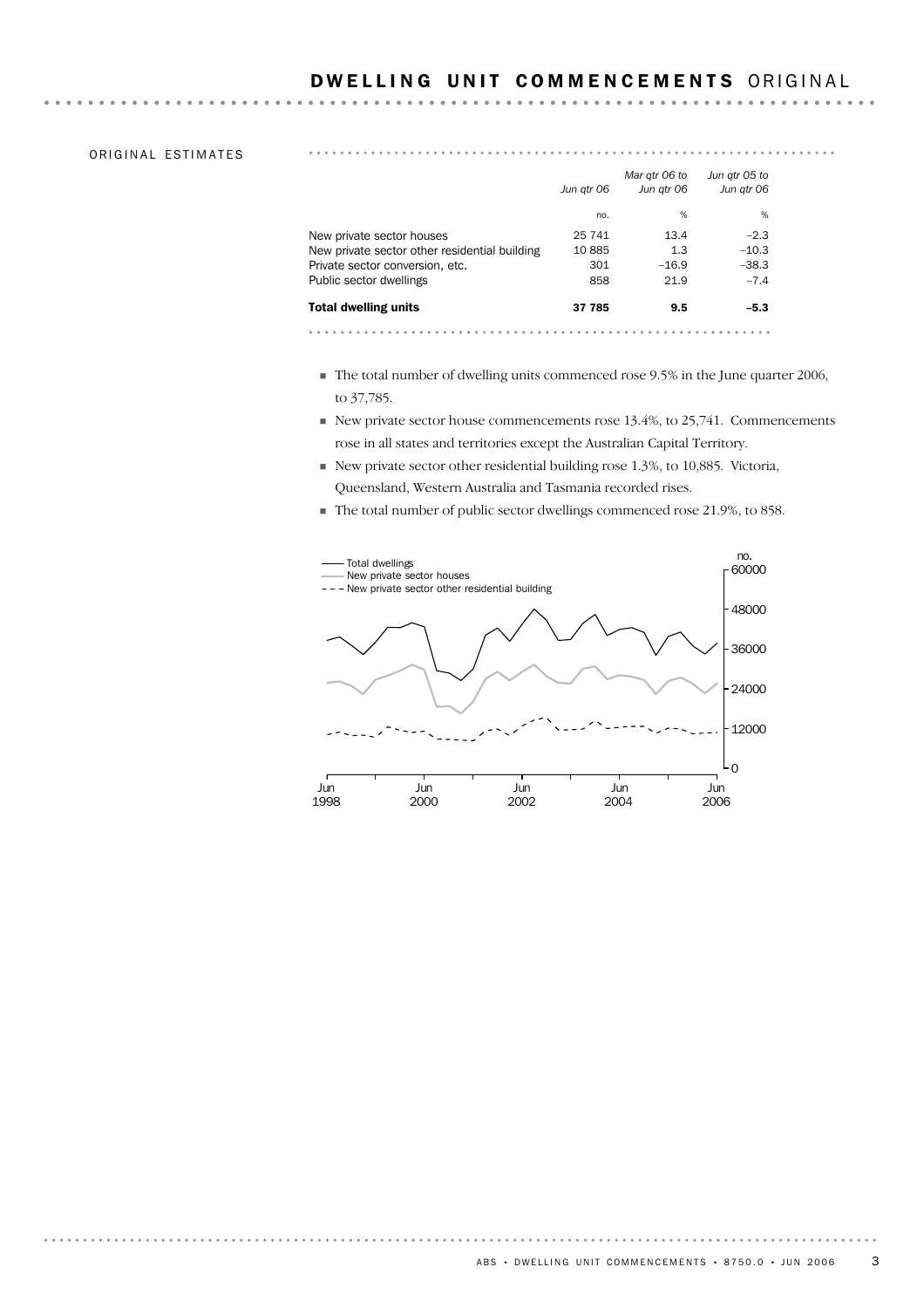## DWELLING UNIT COMMENCEMENTS ORIGINAL

ORIGINAL ESTIMATES

| | Jun qtr 06 | Mar qtr 06 to Jun qtr 06 | Jun qtr 05 to Jun qtr 06 |
|---|---|---|---|
| | no. | % | % |
| New private sector houses | 25 741 | 13.4 | –2.3 |
| New private sector other residential building | 10 885 | 1.3 | –10.3 |
| Private sector conversion, etc. | 301 | –16.9 | –38.3 |
| Public sector dwellings | 858 | 21.9 | –7.4 |
| **Total dwelling units** | **37 785** | **9.5** | **–5.3** |

- The total number of dwelling units commenced rose 9.5% in the June quarter 2006, to 37,785.
- New private sector house commencements rose 13.4%, to 25,741. Commencements rose in all states and territories except the Australian Capital Territory.
- New private sector other residential building rose 1.3%, to 10,885. Victoria, Queensland, Western Australia and Tasmania recorded rises.
- The total number of public sector dwellings commenced rose 21.9%, to 858.

Total dwellings
New private sector houses
New private sector other residential building

no.
60000
48000
36000
24000
12000
0

Jun 1998
Jun 2000
Jun 2002
Jun 2004
Jun 2006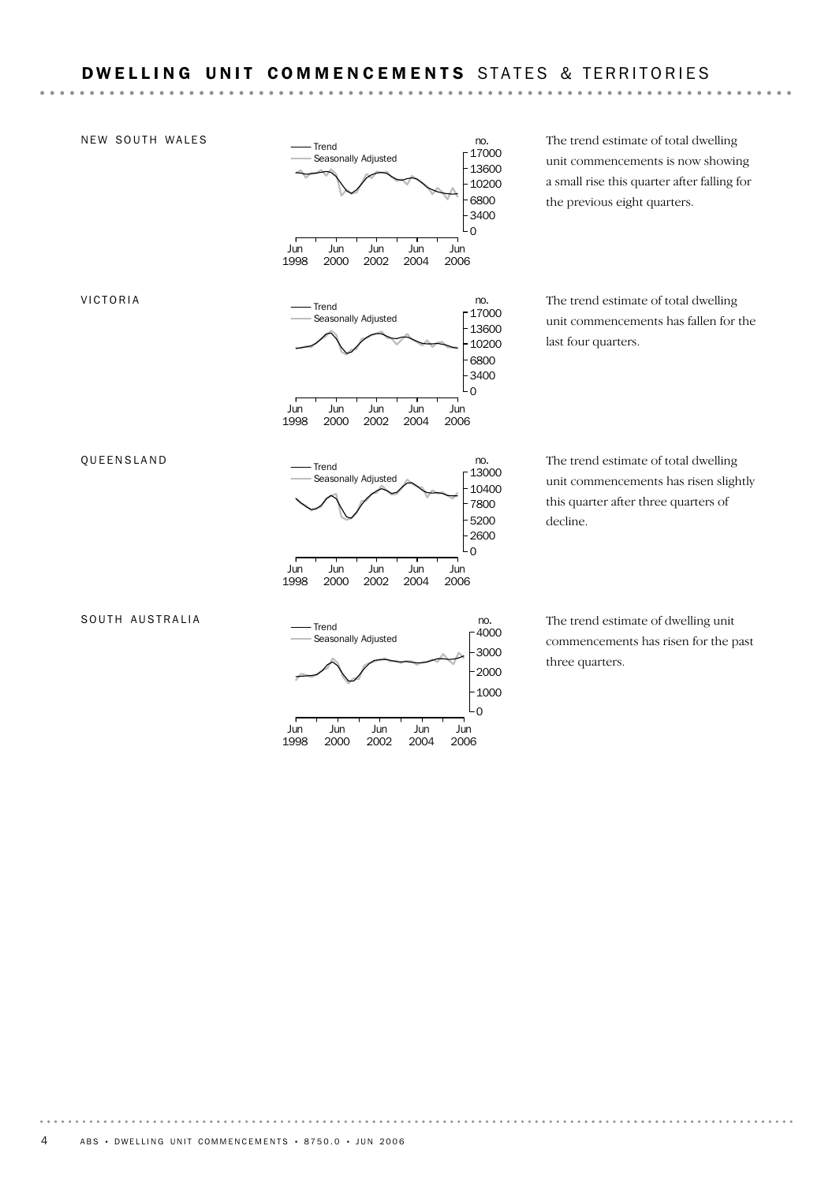## DWELLING UNIT COMMENCEMENTS STATES & TERRITORIES

NEW SOUTH WALES

Trend
Seasonally Adjusted
no.
17000
13600
10200
6800
3400
0
Jun 1998
Jun 2000
Jun 2002
Jun 2004
Jun 2006

The trend estimate of total dwelling unit commencements is now showing a small rise this quarter after falling for the previous eight quarters.

VICTORIA

Trend
Seasonally Adjusted
no.
17000
13600
10200
6800
3400
0
Jun 1998
Jun 2000
Jun 2002
Jun 2004
Jun 2006

The trend estimate of total dwelling unit commencements has fallen for the last four quarters.

QUEENSLAND

Trend
Seasonally Adjusted
no.
13000
10400
7800
5200
2600
0
Jun 1998
Jun 2000
Jun 2002
Jun 2004
Jun 2006

The trend estimate of total dwelling unit commencements has risen slightly this quarter after three quarters of decline.

SOUTH AUSTRALIA

Trend
Seasonally Adjusted
no.
4000
3000
2000
1000
0
Jun 1998
Jun 2000
Jun 2002
Jun 2004
Jun 2006

The trend estimate of dwelling unit commencements has risen for the past three quarters.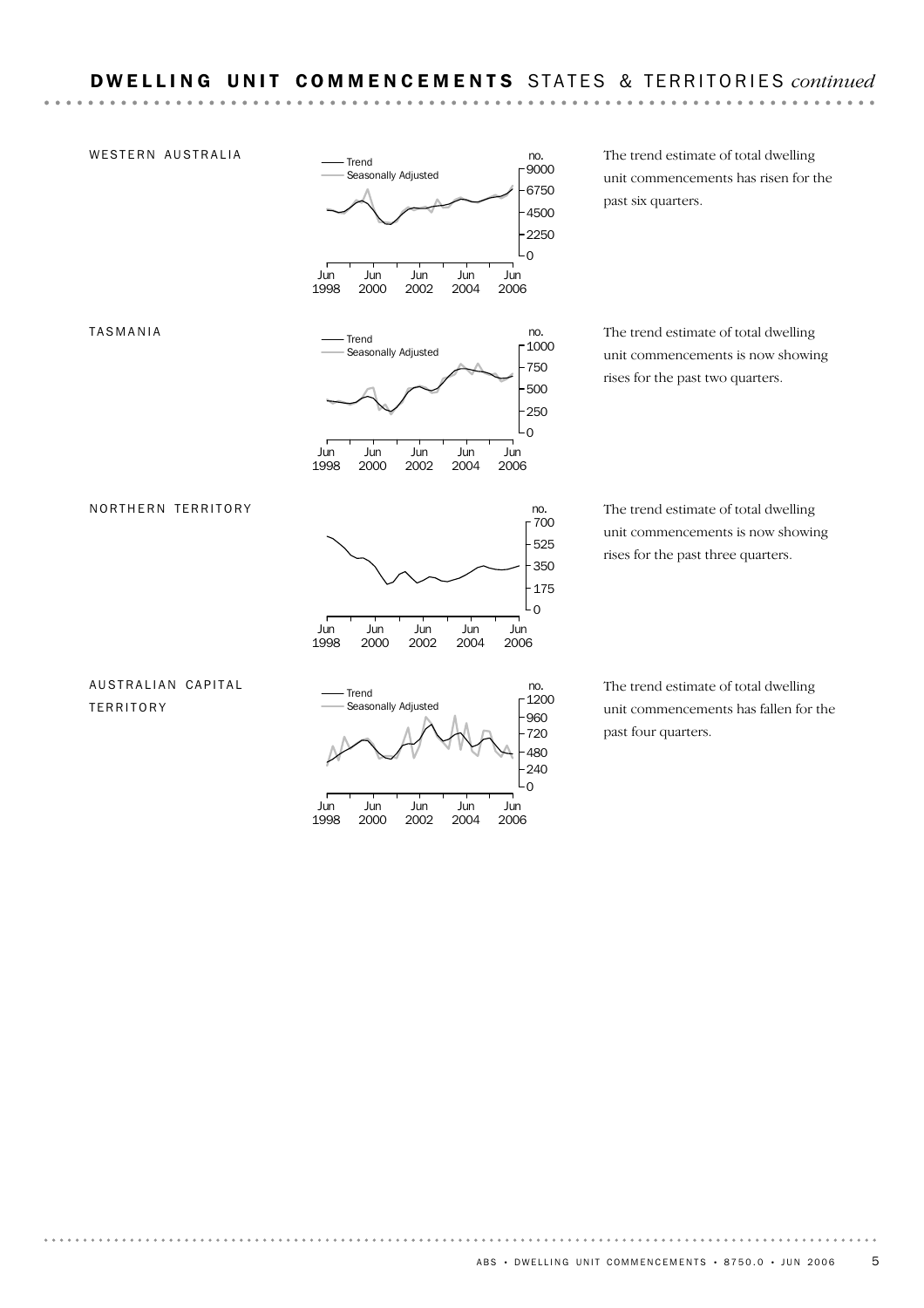## DWELLING UNIT COMMENCEMENTS STATES & TERRITORIES *continued*

### WESTERN AUSTRALIA

Trend
Seasonally Adjusted
no.
9000
6750
4500
2250
0
Jun 1998
Jun 2000
Jun 2002
Jun 2004
Jun 2006

The trend estimate of total dwelling unit commencements has risen for the past six quarters.

### TASMANIA

Trend
Seasonally Adjusted
no.
1000
750
500
250
0
Jun 1998
Jun 2000
Jun 2002
Jun 2004
Jun 2006

The trend estimate of total dwelling unit commencements is now showing rises for the past two quarters.

### NORTHERN TERRITORY

no.
700
525
350
175
0
Jun 1998
Jun 2000
Jun 2002
Jun 2004
Jun 2006

The trend estimate of total dwelling unit commencements is now showing rises for the past three quarters.

### AUSTRALIAN CAPITAL TERRITORY

Trend
Seasonally Adjusted
no.
1200
960
720
480
240
0
Jun 1998
Jun 2000
Jun 2002
Jun 2004
Jun 2006

The trend estimate of total dwelling unit commencements has fallen for the past four quarters.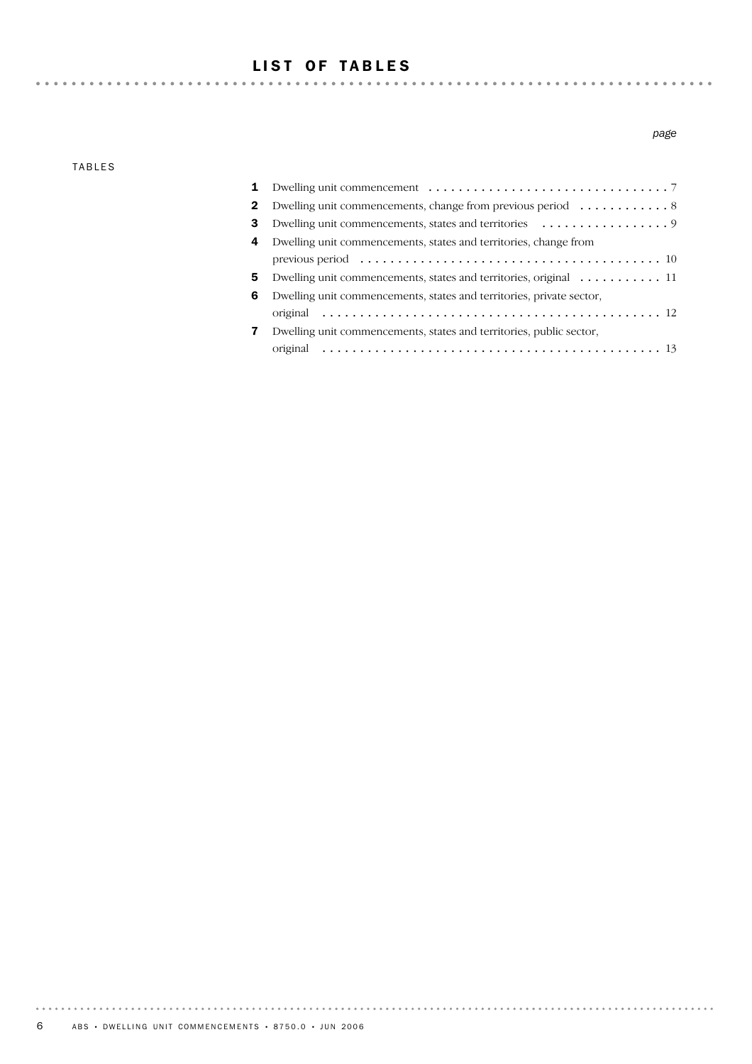# LIST OF TABLES

*page*

TABLES

| | | page |
|---|---|---|
| **1** | Dwelling unit commencement | 7 |
| **2** | Dwelling unit commencements, change from previous period | 8 |
| **3** | Dwelling unit commencements, states and territories | 9 |
| **4** | Dwelling unit commencements, states and territories, change from previous period | 10 |
| **5** | Dwelling unit commencements, states and territories, original | 11 |
| **6** | Dwelling unit commencements, states and territories, private sector, original | 12 |
| **7** | Dwelling unit commencements, states and territories, public sector, original | 13 |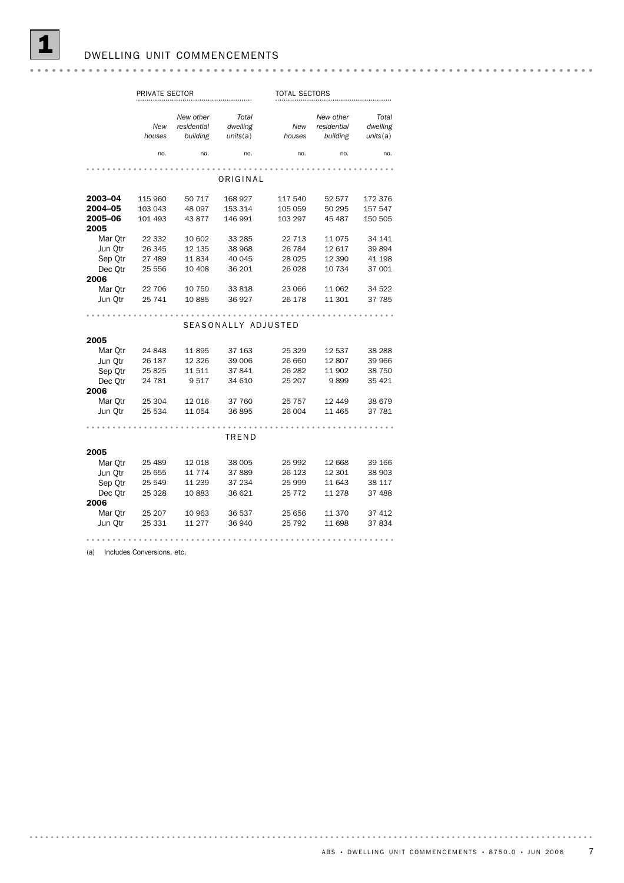# 1 DWELLING UNIT COMMENCEMENTS

| | PRIVATE SECTOR | | | TOTAL SECTORS | | |
|---|---|---|---|---|---|---|
| | *New houses* | *New other residential building* | *Total dwelling units(a)* | *New houses* | *New other residential building* | *Total dwelling units(a)* |
| | no. | no. | no. | no. | no. | no. |
| | | | ORIGINAL | | | |
| **2003–04** | 115 960 | 50 717 | 168 927 | 117 540 | 52 577 | 172 376 |
| **2004–05** | 103 043 | 48 097 | 153 314 | 105 059 | 50 295 | 157 547 |
| **2005–06** | 101 493 | 43 877 | 146 991 | 103 297 | 45 487 | 150 505 |
| **2005** | | | | | | |
| Mar Qtr | 22 332 | 10 602 | 33 285 | 22 713 | 11 075 | 34 141 |
| Jun Qtr | 26 345 | 12 135 | 38 968 | 26 784 | 12 617 | 39 894 |
| Sep Qtr | 27 489 | 11 834 | 40 045 | 28 025 | 12 390 | 41 198 |
| Dec Qtr | 25 556 | 10 408 | 36 201 | 26 028 | 10 734 | 37 001 |
| **2006** | | | | | | |
| Mar Qtr | 22 706 | 10 750 | 33 818 | 23 066 | 11 062 | 34 522 |
| Jun Qtr | 25 741 | 10 885 | 36 927 | 26 178 | 11 301 | 37 785 |
| | | | SEASONALLY ADJUSTED | | | |
| **2005** | | | | | | |
| Mar Qtr | 24 848 | 11 895 | 37 163 | 25 329 | 12 537 | 38 288 |
| Jun Qtr | 26 187 | 12 326 | 39 006 | 26 660 | 12 807 | 39 966 |
| Sep Qtr | 25 825 | 11 511 | 37 841 | 26 282 | 11 902 | 38 750 |
| Dec Qtr | 24 781 | 9 517 | 34 610 | 25 207 | 9 899 | 35 421 |
| **2006** | | | | | | |
| Mar Qtr | 25 304 | 12 016 | 37 760 | 25 757 | 12 449 | 38 679 |
| Jun Qtr | 25 534 | 11 054 | 36 895 | 26 004 | 11 465 | 37 781 |
| | | | TREND | | | |
| **2005** | | | | | | |
| Mar Qtr | 25 489 | 12 018 | 38 005 | 25 992 | 12 668 | 39 166 |
| Jun Qtr | 25 655 | 11 774 | 37 889 | 26 123 | 12 301 | 38 903 |
| Sep Qtr | 25 549 | 11 239 | 37 234 | 25 999 | 11 643 | 38 117 |
| Dec Qtr | 25 328 | 10 883 | 36 621 | 25 772 | 11 278 | 37 488 |
| **2006** | | | | | | |
| Mar Qtr | 25 207 | 10 963 | 36 537 | 25 656 | 11 370 | 37 412 |
| Jun Qtr | 25 331 | 11 277 | 36 940 | 25 792 | 11 698 | 37 834 |

(a) Includes Conversions, etc.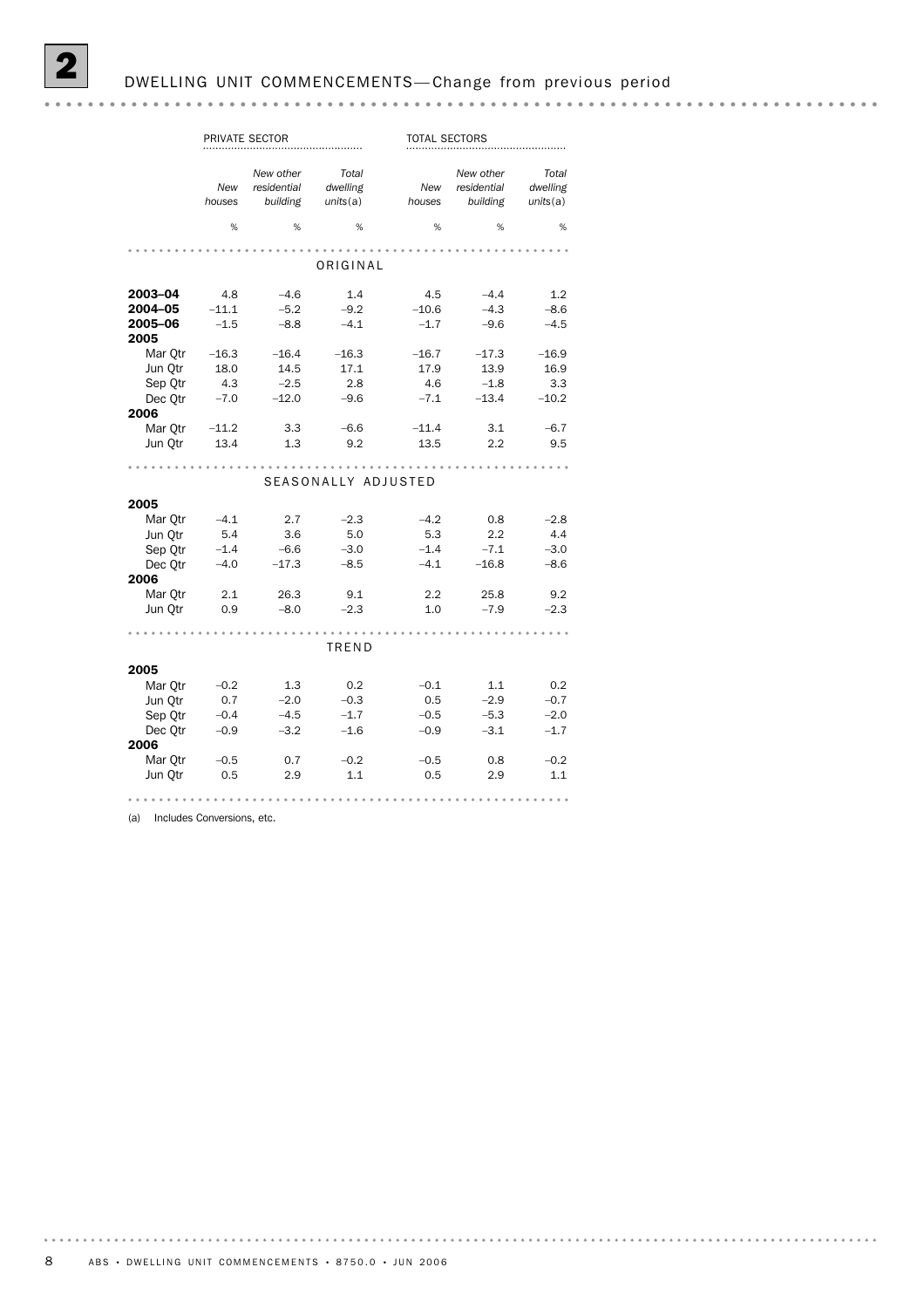## 2 DWELLING UNIT COMMENCEMENTS—Change from previous period

| | PRIVATE SECTOR | | | TOTAL SECTORS | | |
|---|---|---|---|---|---|---|
| | *New houses* | *New other residential building* | *Total dwelling units*(a) | *New houses* | *New other residential building* | *Total dwelling units*(a) |
| | *%* | *%* | *%* | *%* | *%* | *%* |
| **ORIGINAL** | | | | | | |
| **2003–04** | 4.8 | –4.6 | 1.4 | 4.5 | –4.4 | 1.2 |
| **2004–05** | –11.1 | –5.2 | –9.2 | –10.6 | –4.3 | –8.6 |
| **2005–06** | –1.5 | –8.8 | –4.1 | –1.7 | –9.6 | –4.5 |
| **2005** | | | | | | |
| Mar Qtr | –16.3 | –16.4 | –16.3 | –16.7 | –17.3 | –16.9 |
| Jun Qtr | 18.0 | 14.5 | 17.1 | 17.9 | 13.9 | 16.9 |
| Sep Qtr | 4.3 | –2.5 | 2.8 | 4.6 | –1.8 | 3.3 |
| Dec Qtr | –7.0 | –12.0 | –9.6 | –7.1 | –13.4 | –10.2 |
| **2006** | | | | | | |
| Mar Qtr | –11.2 | 3.3 | –6.6 | –11.4 | 3.1 | –6.7 |
| Jun Qtr | 13.4 | 1.3 | 9.2 | 13.5 | 2.2 | 9.5 |
| **SEASONALLY ADJUSTED** | | | | | | |
| **2005** | | | | | | |
| Mar Qtr | –4.1 | 2.7 | –2.3 | –4.2 | 0.8 | –2.8 |
| Jun Qtr | 5.4 | 3.6 | 5.0 | 5.3 | 2.2 | 4.4 |
| Sep Qtr | –1.4 | –6.6 | –3.0 | –1.4 | –7.1 | –3.0 |
| Dec Qtr | –4.0 | –17.3 | –8.5 | –4.1 | –16.8 | –8.6 |
| **2006** | | | | | | |
| Mar Qtr | 2.1 | 26.3 | 9.1 | 2.2 | 25.8 | 9.2 |
| Jun Qtr | 0.9 | –8.0 | –2.3 | 1.0 | –7.9 | –2.3 |
| **TREND** | | | | | | |
| **2005** | | | | | | |
| Mar Qtr | –0.2 | 1.3 | 0.2 | –0.1 | 1.1 | 0.2 |
| Jun Qtr | 0.7 | –2.0 | –0.3 | 0.5 | –2.9 | –0.7 |
| Sep Qtr | –0.4 | –4.5 | –1.7 | –0.5 | –5.3 | –2.0 |
| Dec Qtr | –0.9 | –3.2 | –1.6 | –0.9 | –3.1 | –1.7 |
| **2006** | | | | | | |
| Mar Qtr | –0.5 | 0.7 | –0.2 | –0.5 | 0.8 | –0.2 |
| Jun Qtr | 0.5 | 2.9 | 1.1 | 0.5 | 2.9 | 1.1 |

(a) Includes Conversions, etc.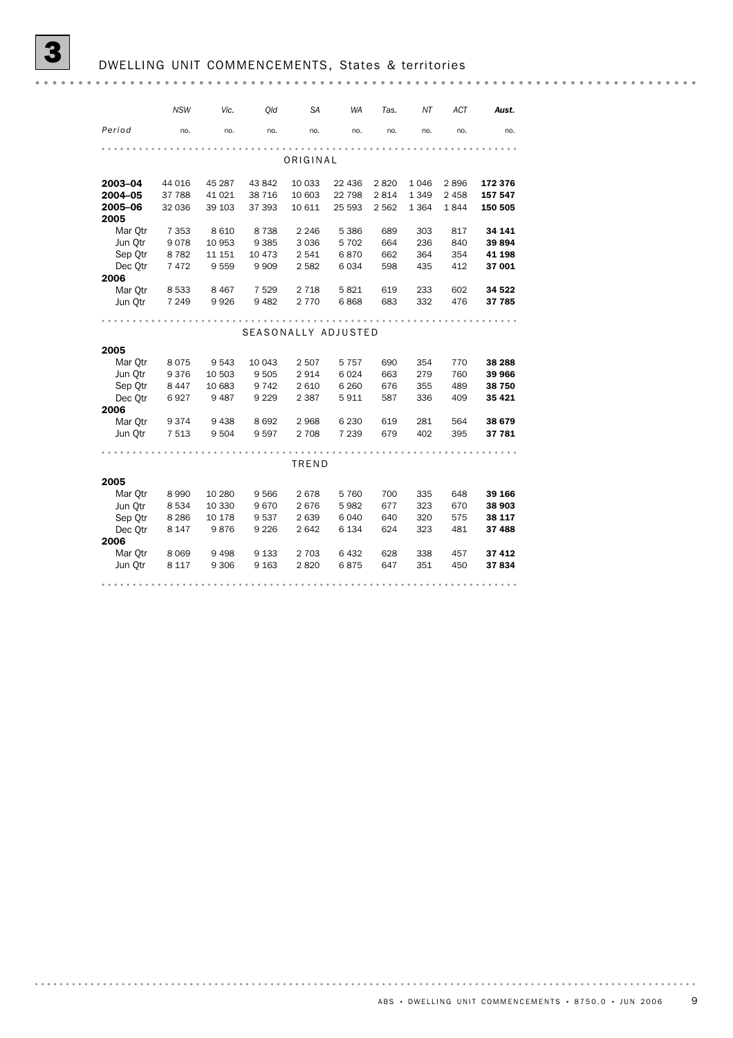# 3 DWELLING UNIT COMMENCEMENTS, States & territories

| Period | NSW | Vic. | Qld | SA | WA | Tas. | NT | ACT | Aust. |
|---|---|---|---|---|---|---|---|---|---|
| | no. | no. | no. | no. | no. | no. | no. | no. | no. |
| ORIGINAL | | | | | | | | | |
| **2003–04** | 44 016 | 45 287 | 43 842 | 10 033 | 22 436 | 2 820 | 1 046 | 2 896 | **172 376** |
| **2004–05** | 37 788 | 41 021 | 38 716 | 10 603 | 22 798 | 2 814 | 1 349 | 2 458 | **157 547** |
| **2005–06** | 32 036 | 39 103 | 37 393 | 10 611 | 25 593 | 2 562 | 1 364 | 1 844 | **150 505** |
| **2005** | | | | | | | | | |
| Mar Qtr | 7 353 | 8 610 | 8 738 | 2 246 | 5 386 | 689 | 303 | 817 | **34 141** |
| Jun Qtr | 9 078 | 10 953 | 9 385 | 3 036 | 5 702 | 664 | 236 | 840 | **39 894** |
| Sep Qtr | 8 782 | 11 151 | 10 473 | 2 541 | 6 870 | 662 | 364 | 354 | **41 198** |
| Dec Qtr | 7 472 | 9 559 | 9 909 | 2 582 | 6 034 | 598 | 435 | 412 | **37 001** |
| **2006** | | | | | | | | | |
| Mar Qtr | 8 533 | 8 467 | 7 529 | 2 718 | 5 821 | 619 | 233 | 602 | **34 522** |
| Jun Qtr | 7 249 | 9 926 | 9 482 | 2 770 | 6 868 | 683 | 332 | 476 | **37 785** |
| SEASONALLY ADJUSTED | | | | | | | | | |
| **2005** | | | | | | | | | |
| Mar Qtr | 8 075 | 9 543 | 10 043 | 2 507 | 5 757 | 690 | 354 | 770 | **38 288** |
| Jun Qtr | 9 376 | 10 503 | 9 505 | 2 914 | 6 024 | 663 | 279 | 760 | **39 966** |
| Sep Qtr | 8 447 | 10 683 | 9 742 | 2 610 | 6 260 | 676 | 355 | 489 | **38 750** |
| Dec Qtr | 6 927 | 9 487 | 9 229 | 2 387 | 5 911 | 587 | 336 | 409 | **35 421** |
| **2006** | | | | | | | | | |
| Mar Qtr | 9 374 | 9 438 | 8 692 | 2 968 | 6 230 | 619 | 281 | 564 | **38 679** |
| Jun Qtr | 7 513 | 9 504 | 9 597 | 2 708 | 7 239 | 679 | 402 | 395 | **37 781** |
| TREND | | | | | | | | | |
| **2005** | | | | | | | | | |
| Mar Qtr | 8 990 | 10 280 | 9 566 | 2 678 | 5 760 | 700 | 335 | 648 | **39 166** |
| Jun Qtr | 8 534 | 10 330 | 9 670 | 2 676 | 5 982 | 677 | 323 | 670 | **38 903** |
| Sep Qtr | 8 286 | 10 178 | 9 537 | 2 639 | 6 040 | 640 | 320 | 575 | **38 117** |
| Dec Qtr | 8 147 | 9 876 | 9 226 | 2 642 | 6 134 | 624 | 323 | 481 | **37 488** |
| **2006** | | | | | | | | | |
| Mar Qtr | 8 069 | 9 498 | 9 133 | 2 703 | 6 432 | 628 | 338 | 457 | **37 412** |
| Jun Qtr | 8 117 | 9 306 | 9 163 | 2 820 | 6 875 | 647 | 351 | 450 | **37 834** |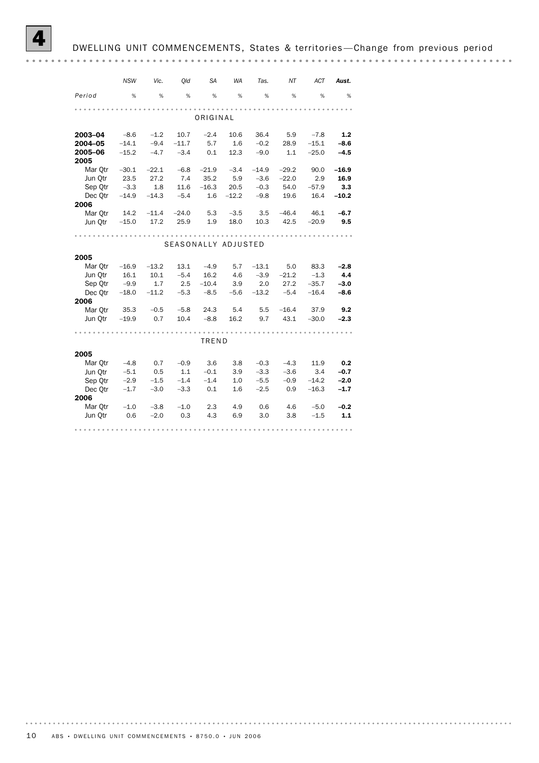# 4 DWELLING UNIT COMMENCEMENTS, States & territories—Change from previous period

| | NSW | Vic. | Qld | SA | WA | Tas. | NT | ACT | Aust. |
|---|---|---|---|---|---|---|---|---|---|
| Period | % | % | % | % | % | % | % | % | % |
| ORIGINAL | | | | | | | | | |
| **2003–04** | –8.6 | –1.2 | 10.7 | –2.4 | 10.6 | 36.4 | 5.9 | –7.8 | **1.2** |
| **2004–05** | –14.1 | –9.4 | –11.7 | 5.7 | 1.6 | –0.2 | 28.9 | –15.1 | **–8.6** |
| **2005–06** | –15.2 | –4.7 | –3.4 | 0.1 | 12.3 | –9.0 | 1.1 | –25.0 | **–4.5** |
| **2005** | | | | | | | | | |
| Mar Qtr | –30.1 | –22.1 | –6.8 | –21.9 | –3.4 | –14.9 | –29.2 | 90.0 | **–16.9** |
| Jun Qtr | 23.5 | 27.2 | 7.4 | 35.2 | 5.9 | –3.6 | –22.0 | 2.9 | **16.9** |
| Sep Qtr | –3.3 | 1.8 | 11.6 | –16.3 | 20.5 | –0.3 | 54.0 | –57.9 | **3.3** |
| Dec Qtr | –14.9 | –14.3 | –5.4 | 1.6 | –12.2 | –9.8 | 19.6 | 16.4 | **–10.2** |
| **2006** | | | | | | | | | |
| Mar Qtr | 14.2 | –11.4 | –24.0 | 5.3 | –3.5 | 3.5 | –46.4 | 46.1 | **–6.7** |
| Jun Qtr | –15.0 | 17.2 | 25.9 | 1.9 | 18.0 | 10.3 | 42.5 | –20.9 | **9.5** |
| SEASONALLY ADJUSTED | | | | | | | | | |
| **2005** | | | | | | | | | |
| Mar Qtr | –16.9 | –13.2 | 13.1 | –4.9 | 5.7 | –13.1 | 5.0 | 83.3 | **–2.8** |
| Jun Qtr | 16.1 | 10.1 | –5.4 | 16.2 | 4.6 | –3.9 | –21.2 | –1.3 | **4.4** |
| Sep Qtr | –9.9 | 1.7 | 2.5 | –10.4 | 3.9 | 2.0 | 27.2 | –35.7 | **–3.0** |
| Dec Qtr | –18.0 | –11.2 | –5.3 | –8.5 | –5.6 | –13.2 | –5.4 | –16.4 | **–8.6** |
| **2006** | | | | | | | | | |
| Mar Qtr | 35.3 | –0.5 | –5.8 | 24.3 | 5.4 | 5.5 | –16.4 | 37.9 | **9.2** |
| Jun Qtr | –19.9 | 0.7 | 10.4 | –8.8 | 16.2 | 9.7 | 43.1 | –30.0 | **–2.3** |
| TREND | | | | | | | | | |
| **2005** | | | | | | | | | |
| Mar Qtr | –4.8 | 0.7 | –0.9 | 3.6 | 3.8 | –0.3 | –4.3 | 11.9 | **0.2** |
| Jun Qtr | –5.1 | 0.5 | 1.1 | –0.1 | 3.9 | –3.3 | –3.6 | 3.4 | **–0.7** |
| Sep Qtr | –2.9 | –1.5 | –1.4 | –1.4 | 1.0 | –5.5 | –0.9 | –14.2 | **–2.0** |
| Dec Qtr | –1.7 | –3.0 | –3.3 | 0.1 | 1.6 | –2.5 | 0.9 | –16.3 | **–1.7** |
| **2006** | | | | | | | | | |
| Mar Qtr | –1.0 | –3.8 | –1.0 | 2.3 | 4.9 | 0.6 | 4.6 | –5.0 | **–0.2** |
| Jun Qtr | 0.6 | –2.0 | 0.3 | 4.3 | 6.9 | 3.0 | 3.8 | –1.5 | **1.1** |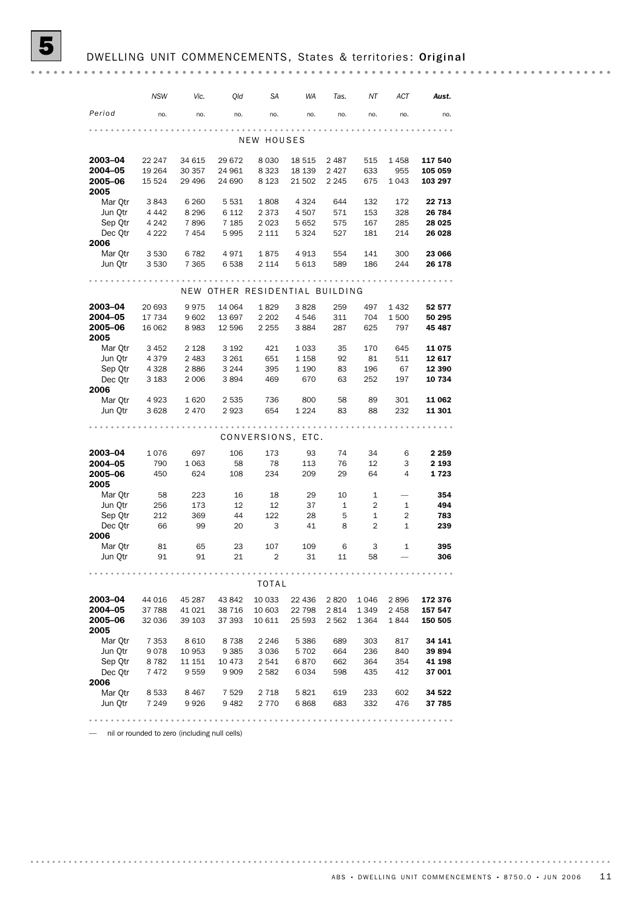# 5 DWELLING UNIT COMMENCEMENTS, States & territories: Original

| Period | NSW | Vic. | Qld | SA | WA | Tas. | NT | ACT | Aust. |
|---|---|---|---|---|---|---|---|---|---|
| | no. | no. | no. | no. | no. | no. | no. | no. | no. |
| **NEW HOUSES** | | | | | | | | | |
| **2003–04** | 22 247 | 34 615 | 29 672 | 8 030 | 18 515 | 2 487 | 515 | 1 458 | **117 540** |
| **2004–05** | 19 264 | 30 357 | 24 961 | 8 323 | 18 139 | 2 427 | 633 | 955 | **105 059** |
| **2005–06** | 15 524 | 29 496 | 24 690 | 8 123 | 21 502 | 2 245 | 675 | 1 043 | **103 297** |
| **2005** | | | | | | | | | |
| Mar Qtr | 3 843 | 6 260 | 5 531 | 1 808 | 4 324 | 644 | 132 | 172 | **22 713** |
| Jun Qtr | 4 442 | 8 296 | 6 112 | 2 373 | 4 507 | 571 | 153 | 328 | **26 784** |
| Sep Qtr | 4 242 | 7 896 | 7 185 | 2 023 | 5 652 | 575 | 167 | 285 | **28 025** |
| Dec Qtr | 4 222 | 7 454 | 5 995 | 2 111 | 5 324 | 527 | 181 | 214 | **26 028** |
| **2006** | | | | | | | | | |
| Mar Qtr | 3 530 | 6 782 | 4 971 | 1 875 | 4 913 | 554 | 141 | 300 | **23 066** |
| Jun Qtr | 3 530 | 7 365 | 6 538 | 2 114 | 5 613 | 589 | 186 | 244 | **26 178** |
| **NEW OTHER RESIDENTIAL BUILDING** | | | | | | | | | |
| **2003–04** | 20 693 | 9 975 | 14 064 | 1 829 | 3 828 | 259 | 497 | 1 432 | **52 577** |
| **2004–05** | 17 734 | 9 602 | 13 697 | 2 202 | 4 546 | 311 | 704 | 1 500 | **50 295** |
| **2005–06** | 16 062 | 8 983 | 12 596 | 2 255 | 3 884 | 287 | 625 | 797 | **45 487** |
| **2005** | | | | | | | | | |
| Mar Qtr | 3 452 | 2 128 | 3 192 | 421 | 1 033 | 35 | 170 | 645 | **11 075** |
| Jun Qtr | 4 379 | 2 483 | 3 261 | 651 | 1 158 | 92 | 81 | 511 | **12 617** |
| Sep Qtr | 4 328 | 2 886 | 3 244 | 395 | 1 190 | 83 | 196 | 67 | **12 390** |
| Dec Qtr | 3 183 | 2 006 | 3 894 | 469 | 670 | 63 | 252 | 197 | **10 734** |
| **2006** | | | | | | | | | |
| Mar Qtr | 4 923 | 1 620 | 2 535 | 736 | 800 | 58 | 89 | 301 | **11 062** |
| Jun Qtr | 3 628 | 2 470 | 2 923 | 654 | 1 224 | 83 | 88 | 232 | **11 301** |
| **CONVERSIONS, ETC.** | | | | | | | | | |
| **2003–04** | 1 076 | 697 | 106 | 173 | 93 | 74 | 34 | 6 | **2 259** |
| **2004–05** | 790 | 1 063 | 58 | 78 | 113 | 76 | 12 | 3 | **2 193** |
| **2005–06** | 450 | 624 | 108 | 234 | 209 | 29 | 64 | 4 | **1 723** |
| **2005** | | | | | | | | | |
| Mar Qtr | 58 | 223 | 16 | 18 | 29 | 10 | 1 | — | **354** |
| Jun Qtr | 256 | 173 | 12 | 12 | 37 | 1 | 2 | 1 | **494** |
| Sep Qtr | 212 | 369 | 44 | 122 | 28 | 5 | 1 | 2 | **783** |
| Dec Qtr | 66 | 99 | 20 | 3 | 41 | 8 | 2 | 1 | **239** |
| **2006** | | | | | | | | | |
| Mar Qtr | 81 | 65 | 23 | 107 | 109 | 6 | 3 | 1 | **395** |
| Jun Qtr | 91 | 91 | 21 | 2 | 31 | 11 | 58 | — | **306** |
| **TOTAL** | | | | | | | | | |
| **2003–04** | 44 016 | 45 287 | 43 842 | 10 033 | 22 436 | 2 820 | 1 046 | 2 896 | **172 376** |
| **2004–05** | 37 788 | 41 021 | 38 716 | 10 603 | 22 798 | 2 814 | 1 349 | 2 458 | **157 547** |
| **2005–06** | 32 036 | 39 103 | 37 393 | 10 611 | 25 593 | 2 562 | 1 364 | 1 844 | **150 505** |
| **2005** | | | | | | | | | |
| Mar Qtr | 7 353 | 8 610 | 8 738 | 2 246 | 5 386 | 689 | 303 | 817 | **34 141** |
| Jun Qtr | 9 078 | 10 953 | 9 385 | 3 036 | 5 702 | 664 | 236 | 840 | **39 894** |
| Sep Qtr | 8 782 | 11 151 | 10 473 | 2 541 | 6 870 | 662 | 364 | 354 | **41 198** |
| Dec Qtr | 7 472 | 9 559 | 9 909 | 2 582 | 6 034 | 598 | 435 | 412 | **37 001** |
| **2006** | | | | | | | | | |
| Mar Qtr | 8 533 | 8 467 | 7 529 | 2 718 | 5 821 | 619 | 233 | 602 | **34 522** |
| Jun Qtr | 7 249 | 9 926 | 9 482 | 2 770 | 6 868 | 683 | 332 | 476 | **37 785** |

— nil or rounded to zero (including null cells)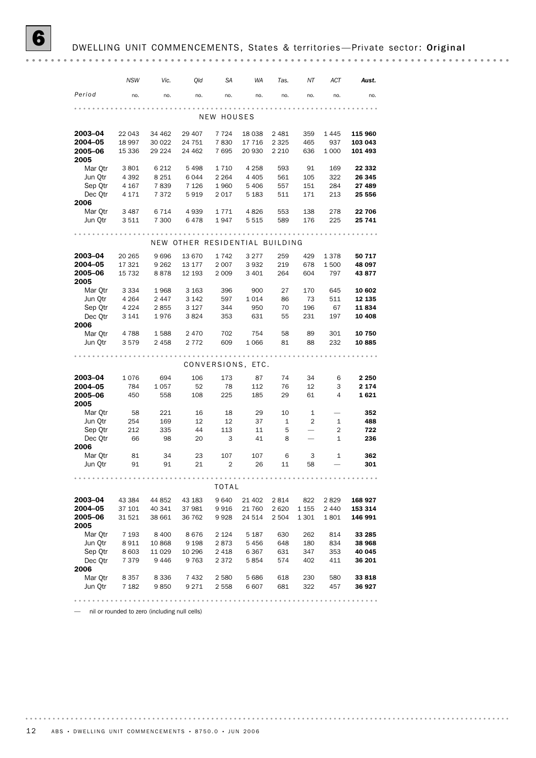# 6 DWELLING UNIT COMMENCEMENTS, States & territories—Private sector: Original

| Period | NSW | Vic. | Qld | SA | WA | Tas. | NT | ACT | **Aust.** |
|---|---|---|---|---|---|---|---|---|---|
| | no. | no. | no. | no. | no. | no. | no. | no. | no. |
| **NEW HOUSES** | | | | | | | | | |
| **2003–04** | 22 043 | 34 462 | 29 407 | 7 724 | 18 038 | 2 481 | 359 | 1 445 | **115 960** |
| **2004–05** | 18 997 | 30 022 | 24 751 | 7 830 | 17 716 | 2 325 | 465 | 937 | **103 043** |
| **2005–06** | 15 336 | 29 224 | 24 462 | 7 695 | 20 930 | 2 210 | 636 | 1 000 | **101 493** |
| **2005** | | | | | | | | | |
| Mar Qtr | 3 801 | 6 212 | 5 498 | 1 710 | 4 258 | 593 | 91 | 169 | **22 332** |
| Jun Qtr | 4 392 | 8 251 | 6 044 | 2 264 | 4 405 | 561 | 105 | 322 | **26 345** |
| Sep Qtr | 4 167 | 7 839 | 7 126 | 1 960 | 5 406 | 557 | 151 | 284 | **27 489** |
| Dec Qtr | 4 171 | 7 372 | 5 919 | 2 017 | 5 183 | 511 | 171 | 213 | **25 556** |
| **2006** | | | | | | | | | |
| Mar Qtr | 3 487 | 6 714 | 4 939 | 1 771 | 4 826 | 553 | 138 | 278 | **22 706** |
| Jun Qtr | 3 511 | 7 300 | 6 478 | 1 947 | 5 515 | 589 | 176 | 225 | **25 741** |
| **NEW OTHER RESIDENTIAL BUILDING** | | | | | | | | | |
| **2003–04** | 20 265 | 9 696 | 13 670 | 1 742 | 3 277 | 259 | 429 | 1 378 | **50 717** |
| **2004–05** | 17 321 | 9 262 | 13 177 | 2 007 | 3 932 | 219 | 678 | 1 500 | **48 097** |
| **2005–06** | 15 732 | 8 878 | 12 193 | 2 009 | 3 401 | 264 | 604 | 797 | **43 877** |
| **2005** | | | | | | | | | |
| Mar Qtr | 3 334 | 1 968 | 3 163 | 396 | 900 | 27 | 170 | 645 | **10 602** |
| Jun Qtr | 4 264 | 2 447 | 3 142 | 597 | 1 014 | 86 | 73 | 511 | **12 135** |
| Sep Qtr | 4 224 | 2 855 | 3 127 | 344 | 950 | 70 | 196 | 67 | **11 834** |
| Dec Qtr | 3 141 | 1 976 | 3 824 | 353 | 631 | 55 | 231 | 197 | **10 408** |
| **2006** | | | | | | | | | |
| Mar Qtr | 4 788 | 1 588 | 2 470 | 702 | 754 | 58 | 89 | 301 | **10 750** |
| Jun Qtr | 3 579 | 2 458 | 2 772 | 609 | 1 066 | 81 | 88 | 232 | **10 885** |
| **CONVERSIONS, ETC.** | | | | | | | | | |
| **2003–04** | 1 076 | 694 | 106 | 173 | 87 | 74 | 34 | 6 | **2 250** |
| **2004–05** | 784 | 1 057 | 52 | 78 | 112 | 76 | 12 | 3 | **2 174** |
| **2005–06** | 450 | 558 | 108 | 225 | 185 | 29 | 61 | 4 | **1 621** |
| **2005** | | | | | | | | | |
| Mar Qtr | 58 | 221 | 16 | 18 | 29 | 10 | 1 | — | **352** |
| Jun Qtr | 254 | 169 | 12 | 12 | 37 | 1 | 2 | 1 | **488** |
| Sep Qtr | 212 | 335 | 44 | 113 | 11 | 5 | — | 2 | **722** |
| Dec Qtr | 66 | 98 | 20 | 3 | 41 | 8 | — | 1 | **236** |
| **2006** | | | | | | | | | |
| Mar Qtr | 81 | 34 | 23 | 107 | 107 | 6 | 3 | 1 | **362** |
| Jun Qtr | 91 | 91 | 21 | 2 | 26 | 11 | 58 | — | **301** |
| **TOTAL** | | | | | | | | | |
| **2003–04** | 43 384 | 44 852 | 43 183 | 9 640 | 21 402 | 2 814 | 822 | 2 829 | **168 927** |
| **2004–05** | 37 101 | 40 341 | 37 981 | 9 916 | 21 760 | 2 620 | 1 155 | 2 440 | **153 314** |
| **2005–06** | 31 521 | 38 661 | 36 762 | 9 928 | 24 514 | 2 504 | 1 301 | 1 801 | **146 991** |
| **2005** | | | | | | | | | |
| Mar Qtr | 7 193 | 8 400 | 8 676 | 2 124 | 5 187 | 630 | 262 | 814 | **33 285** |
| Jun Qtr | 8 911 | 10 868 | 9 198 | 2 873 | 5 456 | 648 | 180 | 834 | **38 968** |
| Sep Qtr | 8 603 | 11 029 | 10 296 | 2 418 | 6 367 | 631 | 347 | 353 | **40 045** |
| Dec Qtr | 7 379 | 9 446 | 9 763 | 2 372 | 5 854 | 574 | 402 | 411 | **36 201** |
| **2006** | | | | | | | | | |
| Mar Qtr | 8 357 | 8 336 | 7 432 | 2 580 | 5 686 | 618 | 230 | 580 | **33 818** |
| Jun Qtr | 7 182 | 9 850 | 9 271 | 2 558 | 6 607 | 681 | 322 | 457 | **36 927** |

— nil or rounded to zero (including null cells)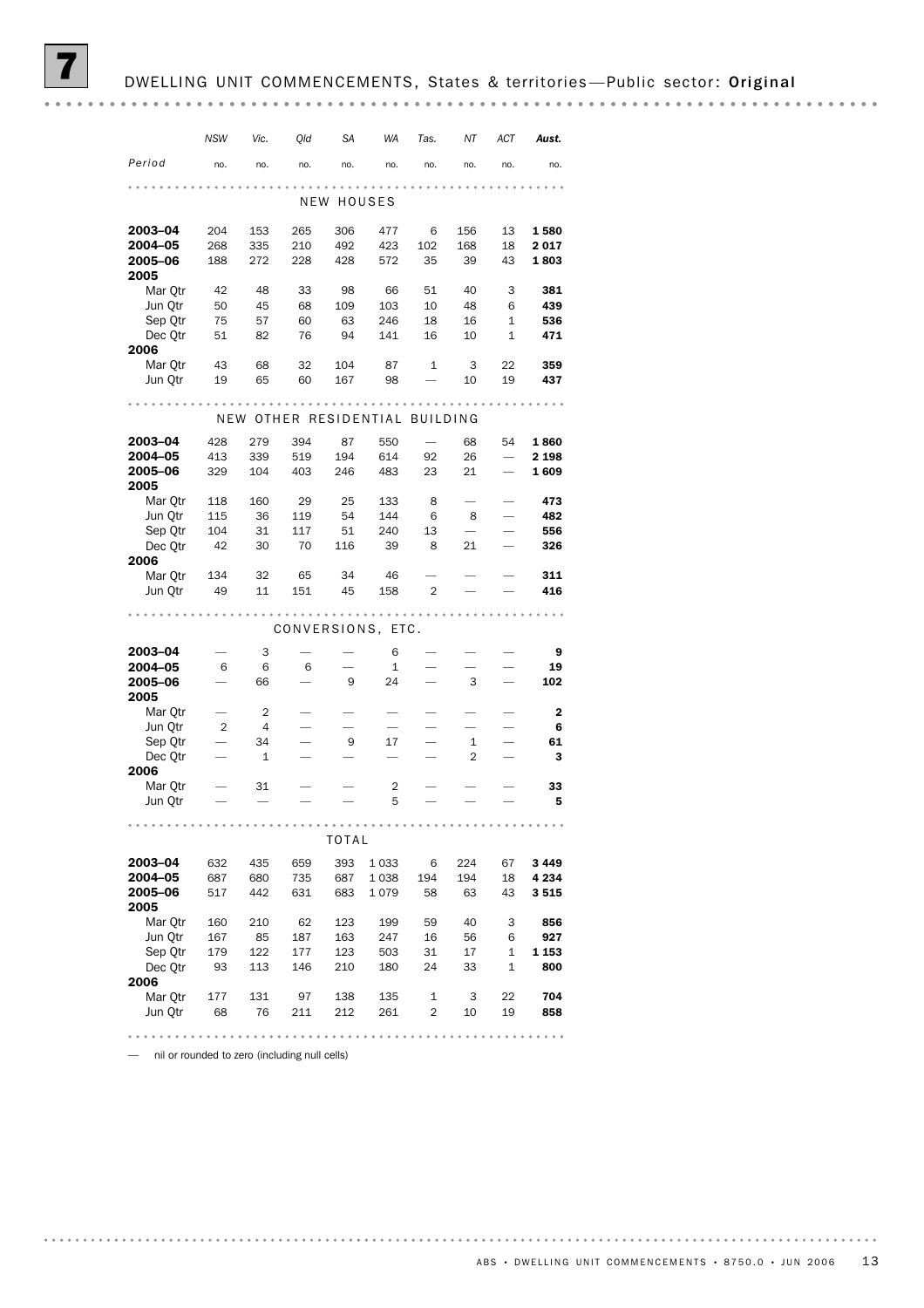# 7 DWELLING UNIT COMMENCEMENTS, States & territories—Public sector: Original

| Period | NSW | Vic. | Qld | SA | WA | Tas. | NT | ACT | Aust. |
|---|---|---|---|---|---|---|---|---|---|
| | no. | no. | no. | no. | no. | no. | no. | no. | no. |
| **NEW HOUSES** | | | | | | | | | |
| **2003–04** | 204 | 153 | 265 | 306 | 477 | 6 | 156 | 13 | **1 580** |
| **2004–05** | 268 | 335 | 210 | 492 | 423 | 102 | 168 | 18 | **2 017** |
| **2005–06** | 188 | 272 | 228 | 428 | 572 | 35 | 39 | 43 | **1 803** |
| **2005** | | | | | | | | | |
| Mar Qtr | 42 | 48 | 33 | 98 | 66 | 51 | 40 | 3 | **381** |
| Jun Qtr | 50 | 45 | 68 | 109 | 103 | 10 | 48 | 6 | **439** |
| Sep Qtr | 75 | 57 | 60 | 63 | 246 | 18 | 16 | 1 | **536** |
| Dec Qtr | 51 | 82 | 76 | 94 | 141 | 16 | 10 | 1 | **471** |
| **2006** | | | | | | | | | |
| Mar Qtr | 43 | 68 | 32 | 104 | 87 | 1 | 3 | 22 | **359** |
| Jun Qtr | 19 | 65 | 60 | 167 | 98 | — | 10 | 19 | **437** |
| **NEW OTHER RESIDENTIAL BUILDING** | | | | | | | | | |
| **2003–04** | 428 | 279 | 394 | 87 | 550 | — | 68 | 54 | **1 860** |
| **2004–05** | 413 | 339 | 519 | 194 | 614 | 92 | 26 | — | **2 198** |
| **2005–06** | 329 | 104 | 403 | 246 | 483 | 23 | 21 | — | **1 609** |
| **2005** | | | | | | | | | |
| Mar Qtr | 118 | 160 | 29 | 25 | 133 | 8 | — | — | **473** |
| Jun Qtr | 115 | 36 | 119 | 54 | 144 | 6 | 8 | — | **482** |
| Sep Qtr | 104 | 31 | 117 | 51 | 240 | 13 | — | — | **556** |
| Dec Qtr | 42 | 30 | 70 | 116 | 39 | 8 | 21 | — | **326** |
| **2006** | | | | | | | | | |
| Mar Qtr | 134 | 32 | 65 | 34 | 46 | — | — | — | **311** |
| Jun Qtr | 49 | 11 | 151 | 45 | 158 | 2 | — | — | **416** |
| **CONVERSIONS, ETC.** | | | | | | | | | |
| **2003–04** | — | 3 | — | — | 6 | — | — | — | **9** |
| **2004–05** | 6 | 6 | 6 | — | 1 | — | — | — | **19** |
| **2005–06** | — | 66 | — | 9 | 24 | — | 3 | — | **102** |
| **2005** | | | | | | | | | |
| Mar Qtr | — | 2 | — | — | — | — | — | — | **2** |
| Jun Qtr | 2 | 4 | — | — | — | — | — | — | **6** |
| Sep Qtr | — | 34 | — | 9 | 17 | — | 1 | — | **61** |
| Dec Qtr | — | 1 | — | — | — | — | 2 | — | **3** |
| **2006** | | | | | | | | | |
| Mar Qtr | — | 31 | — | — | 2 | — | — | — | **33** |
| Jun Qtr | — | — | — | — | 5 | — | — | — | **5** |
| **TOTAL** | | | | | | | | | |
| **2003–04** | 632 | 435 | 659 | 393 | 1 033 | 6 | 224 | 67 | **3 449** |
| **2004–05** | 687 | 680 | 735 | 687 | 1 038 | 194 | 194 | 18 | **4 234** |
| **2005–06** | 517 | 442 | 631 | 683 | 1 079 | 58 | 63 | 43 | **3 515** |
| **2005** | | | | | | | | | |
| Mar Qtr | 160 | 210 | 62 | 123 | 199 | 59 | 40 | 3 | **856** |
| Jun Qtr | 167 | 85 | 187 | 163 | 247 | 16 | 56 | 6 | **927** |
| Sep Qtr | 179 | 122 | 177 | 123 | 503 | 31 | 17 | 1 | **1 153** |
| Dec Qtr | 93 | 113 | 146 | 210 | 180 | 24 | 33 | 1 | **800** |
| **2006** | | | | | | | | | |
| Mar Qtr | 177 | 131 | 97 | 138 | 135 | 1 | 3 | 22 | **704** |
| Jun Qtr | 68 | 76 | 211 | 212 | 261 | 2 | 10 | 19 | **858** |

— nil or rounded to zero (including null cells)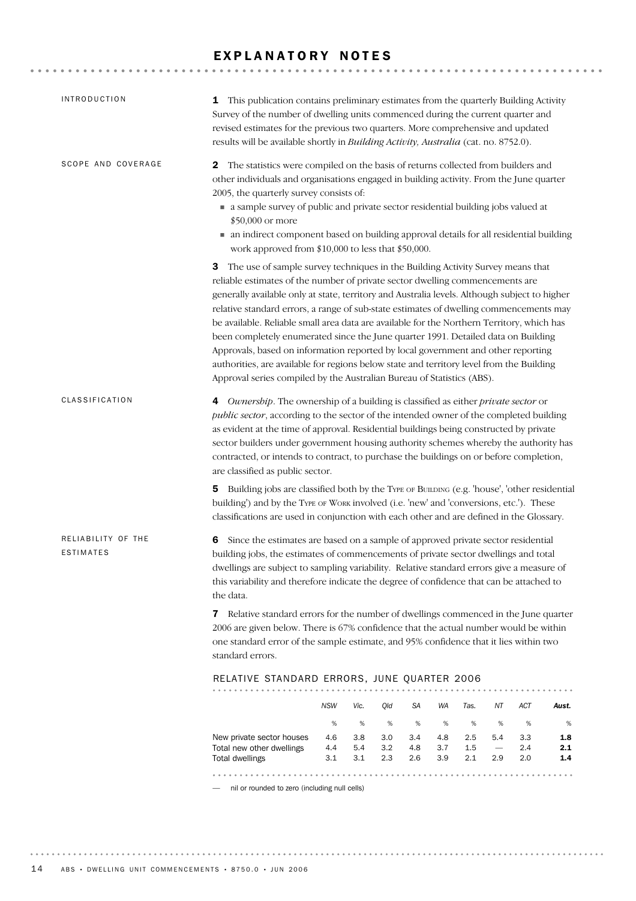# EXPLANATORY NOTES

## INTRODUCTION

**1** This publication contains preliminary estimates from the quarterly Building Activity Survey of the number of dwelling units commenced during the current quarter and revised estimates for the previous two quarters. More comprehensive and updated results will be available shortly in *Building Activity, Australia* (cat. no. 8752.0).

## SCOPE AND COVERAGE

**2** The statistics were compiled on the basis of returns collected from builders and other individuals and organisations engaged in building activity. From the June quarter 2005, the quarterly survey consists of:

- a sample survey of public and private sector residential building jobs valued at $50,000 or more
- an indirect component based on building approval details for all residential building work approved from $10,000 to less that $50,000.

**3** The use of sample survey techniques in the Building Activity Survey means that reliable estimates of the number of private sector dwelling commencements are generally available only at state, territory and Australia levels. Although subject to higher relative standard errors, a range of sub-state estimates of dwelling commencements may be available. Reliable small area data are available for the Northern Territory, which has been completely enumerated since the June quarter 1991. Detailed data on Building Approvals, based on information reported by local government and other reporting authorities, are available for regions below state and territory level from the Building Approval series compiled by the Australian Bureau of Statistics (ABS).

## CLASSIFICATION

**4** *Ownership*. The ownership of a building is classified as either *private sector* or *public sector*, according to the sector of the intended owner of the completed building as evident at the time of approval. Residential buildings being constructed by private sector builders under government housing authority schemes whereby the authority has contracted, or intends to contract, to purchase the buildings on or before completion, are classified as public sector.

**5** Building jobs are classified both by the TYPE OF BUILDING (e.g. 'house', 'other residential building') and by the TYPE OF WORK involved (i.e. 'new' and 'conversions, etc.'). These classifications are used in conjunction with each other and are defined in the Glossary.

## RELIABILITY OF THE ESTIMATES

**6** Since the estimates are based on a sample of approved private sector residential building jobs, the estimates of commencements of private sector dwellings and total dwellings are subject to sampling variability. Relative standard errors give a measure of this variability and therefore indicate the degree of confidence that can be attached to the data.

**7** Relative standard errors for the number of dwellings commenced in the June quarter 2006 are given below. There is 67% confidence that the actual number would be within one standard error of the sample estimate, and 95% confidence that it lies within two standard errors.

### RELATIVE STANDARD ERRORS, JUNE QUARTER 2006

| | *NSW* | *Vic.* | *Qld* | *SA* | *WA* | *Tas.* | *NT* | *ACT* | ***Aust.*** |
|---|---|---|---|---|---|---|---|---|---|
| | % | % | % | % | % | % | % | % | % |
| New private sector houses | 4.6 | 3.8 | 3.0 | 3.4 | 4.8 | 2.5 | 5.4 | 3.3 | **1.8** |
| Total new other dwellings | 4.4 | 5.4 | 3.2 | 4.8 | 3.7 | 1.5 | — | 2.4 | **2.1** |
| Total dwellings | 3.1 | 3.1 | 2.3 | 2.6 | 3.9 | 2.1 | 2.9 | 2.0 | **1.4** |

— nil or rounded to zero (including null cells)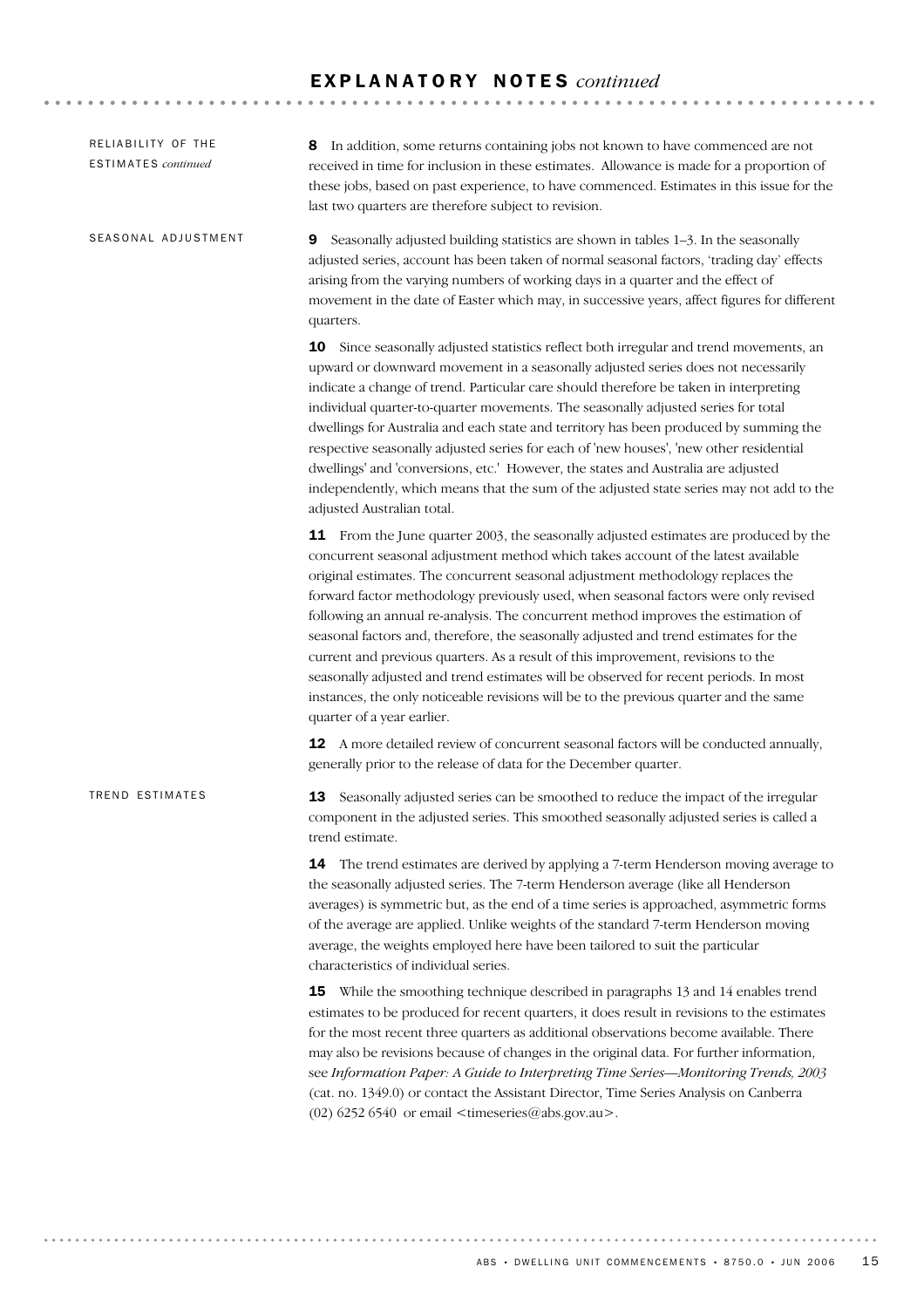# EXPLANATORY NOTES *continued*

## RELIABILITY OF THE ESTIMATES *continued*

**8** In addition, some returns containing jobs not known to have commenced are not received in time for inclusion in these estimates. Allowance is made for a proportion of these jobs, based on past experience, to have commenced. Estimates in this issue for the last two quarters are therefore subject to revision.

## SEASONAL ADJUSTMENT

**9** Seasonally adjusted building statistics are shown in tables 1–3. In the seasonally adjusted series, account has been taken of normal seasonal factors, 'trading day' effects arising from the varying numbers of working days in a quarter and the effect of movement in the date of Easter which may, in successive years, affect figures for different quarters.

**10** Since seasonally adjusted statistics reflect both irregular and trend movements, an upward or downward movement in a seasonally adjusted series does not necessarily indicate a change of trend. Particular care should therefore be taken in interpreting individual quarter-to-quarter movements. The seasonally adjusted series for total dwellings for Australia and each state and territory has been produced by summing the respective seasonally adjusted series for each of 'new houses', 'new other residential dwellings' and 'conversions, etc.' However, the states and Australia are adjusted independently, which means that the sum of the adjusted state series may not add to the adjusted Australian total.

**11** From the June quarter 2003, the seasonally adjusted estimates are produced by the concurrent seasonal adjustment method which takes account of the latest available original estimates. The concurrent seasonal adjustment methodology replaces the forward factor methodology previously used, when seasonal factors were only revised following an annual re-analysis. The concurrent method improves the estimation of seasonal factors and, therefore, the seasonally adjusted and trend estimates for the current and previous quarters. As a result of this improvement, revisions to the seasonally adjusted and trend estimates will be observed for recent periods. In most instances, the only noticeable revisions will be to the previous quarter and the same quarter of a year earlier.

**12** A more detailed review of concurrent seasonal factors will be conducted annually, generally prior to the release of data for the December quarter.

## TREND ESTIMATES

**13** Seasonally adjusted series can be smoothed to reduce the impact of the irregular component in the adjusted series. This smoothed seasonally adjusted series is called a trend estimate.

**14** The trend estimates are derived by applying a 7-term Henderson moving average to the seasonally adjusted series. The 7-term Henderson average (like all Henderson averages) is symmetric but, as the end of a time series is approached, asymmetric forms of the average are applied. Unlike weights of the standard 7-term Henderson moving average, the weights employed here have been tailored to suit the particular characteristics of individual series.

**15** While the smoothing technique described in paragraphs 13 and 14 enables trend estimates to be produced for recent quarters, it does result in revisions to the estimates for the most recent three quarters as additional observations become available. There may also be revisions because of changes in the original data. For further information, see *Information Paper: A Guide to Interpreting Time Series—Monitoring Trends, 2003* (cat. no. 1349.0) or contact the Assistant Director, Time Series Analysis on Canberra (02) 6252 6540 or email <timeseries@abs.gov.au>.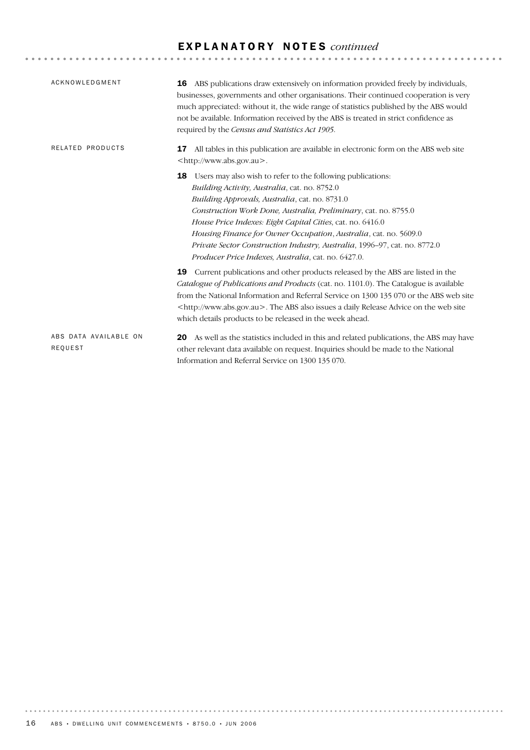## EXPLANATORY NOTES *continued*

### ACKNOWLEDGMENT

**16** ABS publications draw extensively on information provided freely by individuals, businesses, governments and other organisations. Their continued cooperation is very much appreciated: without it, the wide range of statistics published by the ABS would not be available. Information received by the ABS is treated in strict confidence as required by the *Census and Statistics Act 1905*.

### RELATED PRODUCTS

**17** All tables in this publication are available in electronic form on the ABS web site <http://www.abs.gov.au>.

**18** Users may also wish to refer to the following publications:

*Building Activity, Australia*, cat. no. 8752.0
*Building Approvals, Australia*, cat. no. 8731.0
*Construction Work Done, Australia, Preliminary*, cat. no. 8755.0
*House Price Indexes: Eight Capital Cities*, cat. no. 6416.0
*Housing Finance for Owner Occupation, Australia*, cat. no. 5609.0
*Private Sector Construction Industry, Australia*, 1996–97, cat. no. 8772.0
*Producer Price Indexes, Australia*, cat. no. 6427.0.

**19** Current publications and other products released by the ABS are listed in the *Catalogue of Publications and Products* (cat. no. 1101.0). The Catalogue is available from the National Information and Referral Service on 1300 135 070 or the ABS web site <http://www.abs.gov.au>. The ABS also issues a daily Release Advice on the web site which details products to be released in the week ahead.

### ABS DATA AVAILABLE ON REQUEST

**20** As well as the statistics included in this and related publications, the ABS may have other relevant data available on request. Inquiries should be made to the National Information and Referral Service on 1300 135 070.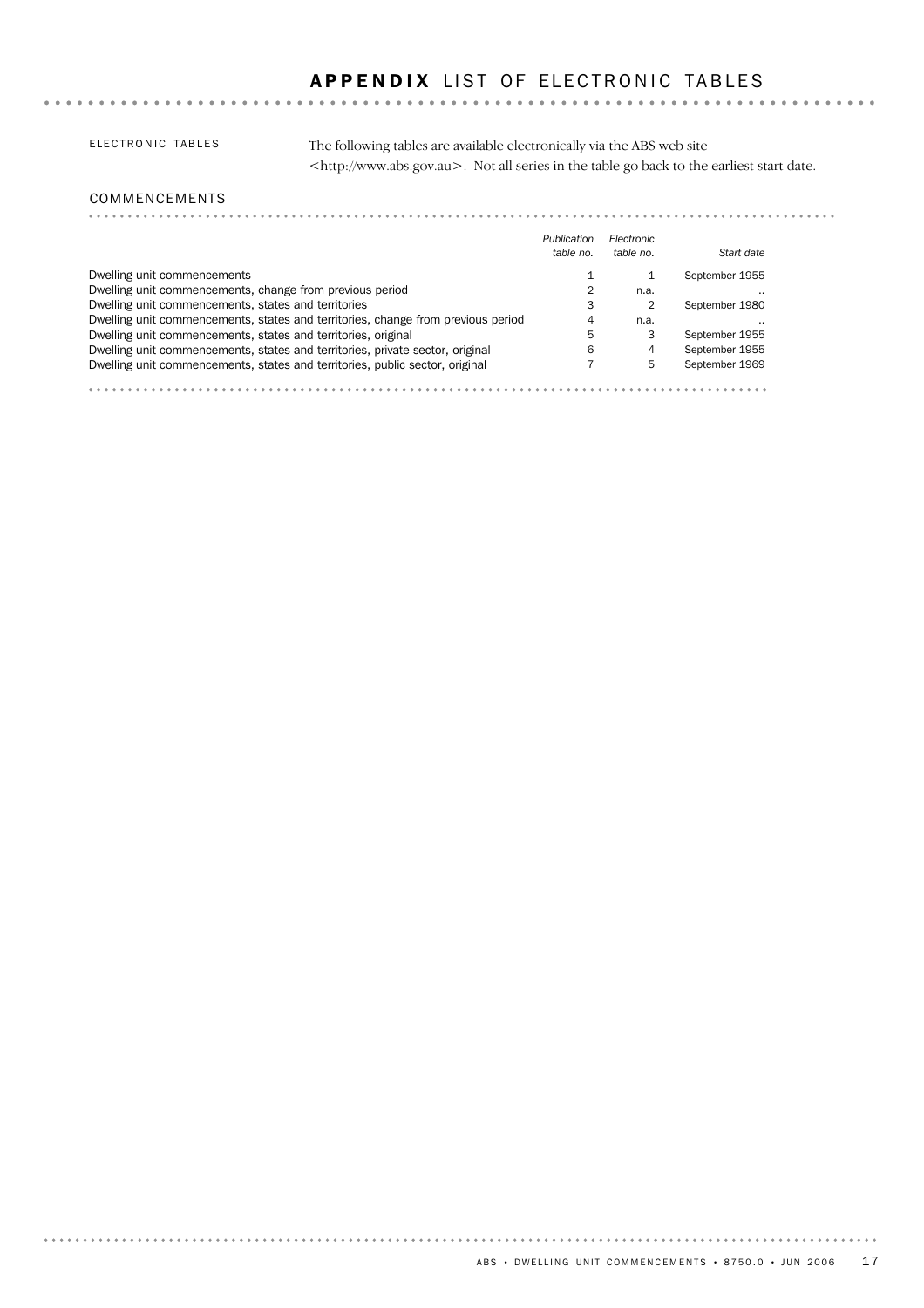# APPENDIX LIST OF ELECTRONIC TABLES

ELECTRONIC TABLES

The following tables are available electronically via the ABS web site <http://www.abs.gov.au>. Not all series in the table go back to the earliest start date.

## COMMENCEMENTS

| | *Publication table no.* | *Electronic table no.* | *Start date* |
|---|---|---|---|
| Dwelling unit commencements | 1 | 1 | September 1955 |
| Dwelling unit commencements, change from previous period | 2 | n.a. | .. |
| Dwelling unit commencements, states and territories | 3 | 2 | September 1980 |
| Dwelling unit commencements, states and territories, change from previous period | 4 | n.a. | .. |
| Dwelling unit commencements, states and territories, original | 5 | 3 | September 1955 |
| Dwelling unit commencements, states and territories, private sector, original | 6 | 4 | September 1955 |
| Dwelling unit commencements, states and territories, public sector, original | 7 | 5 | September 1969 |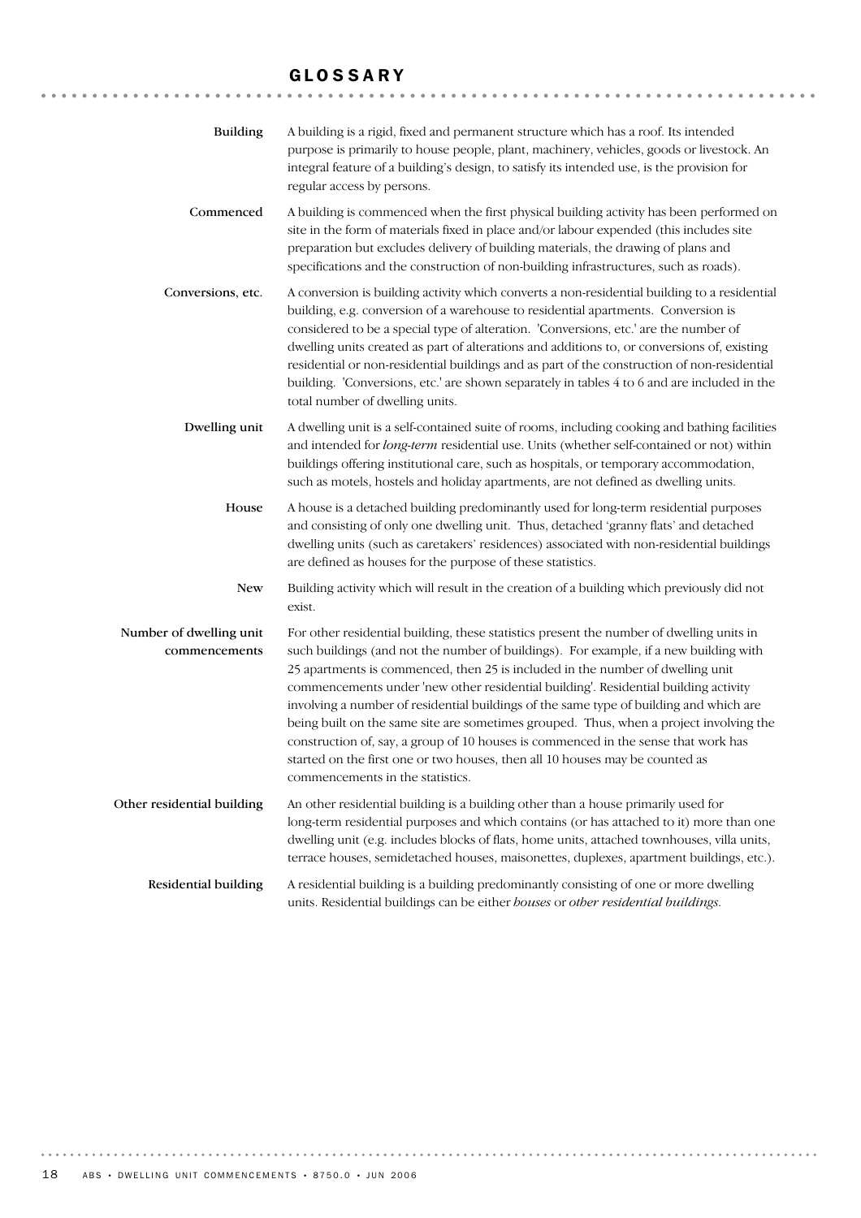# GLOSSARY

**Building**

A building is a rigid, fixed and permanent structure which has a roof. Its intended purpose is primarily to house people, plant, machinery, vehicles, goods or livestock. An integral feature of a building's design, to satisfy its intended use, is the provision for regular access by persons.

**Commenced**

A building is commenced when the first physical building activity has been performed on site in the form of materials fixed in place and/or labour expended (this includes site preparation but excludes delivery of building materials, the drawing of plans and specifications and the construction of non-building infrastructures, such as roads).

**Conversions, etc.**

A conversion is building activity which converts a non-residential building to a residential building, e.g. conversion of a warehouse to residential apartments. Conversion is considered to be a special type of alteration. 'Conversions, etc.' are the number of dwelling units created as part of alterations and additions to, or conversions of, existing residential or non-residential buildings and as part of the construction of non-residential building. 'Conversions, etc.' are shown separately in tables 4 to 6 and are included in the total number of dwelling units.

**Dwelling unit**

A dwelling unit is a self-contained suite of rooms, including cooking and bathing facilities and intended for *long-term* residential use. Units (whether self-contained or not) within buildings offering institutional care, such as hospitals, or temporary accommodation, such as motels, hostels and holiday apartments, are not defined as dwelling units.

**House**

A house is a detached building predominantly used for long-term residential purposes and consisting of only one dwelling unit. Thus, detached 'granny flats' and detached dwelling units (such as caretakers' residences) associated with non-residential buildings are defined as houses for the purpose of these statistics.

**New**

Building activity which will result in the creation of a building which previously did not exist.

**Number of dwelling unit commencements**

For other residential building, these statistics present the number of dwelling units in such buildings (and not the number of buildings). For example, if a new building with 25 apartments is commenced, then 25 is included in the number of dwelling unit commencements under 'new other residential building'. Residential building activity involving a number of residential buildings of the same type of building and which are being built on the same site are sometimes grouped. Thus, when a project involving the construction of, say, a group of 10 houses is commenced in the sense that work has started on the first one or two houses, then all 10 houses may be counted as commencements in the statistics.

**Other residential building**

An other residential building is a building other than a house primarily used for long-term residential purposes and which contains (or has attached to it) more than one dwelling unit (e.g. includes blocks of flats, home units, attached townhouses, villa units, terrace houses, semidetached houses, maisonettes, duplexes, apartment buildings, etc.).

**Residential building**

A residential building is a building predominantly consisting of one or more dwelling units. Residential buildings can be either *houses* or *other residential buildings*.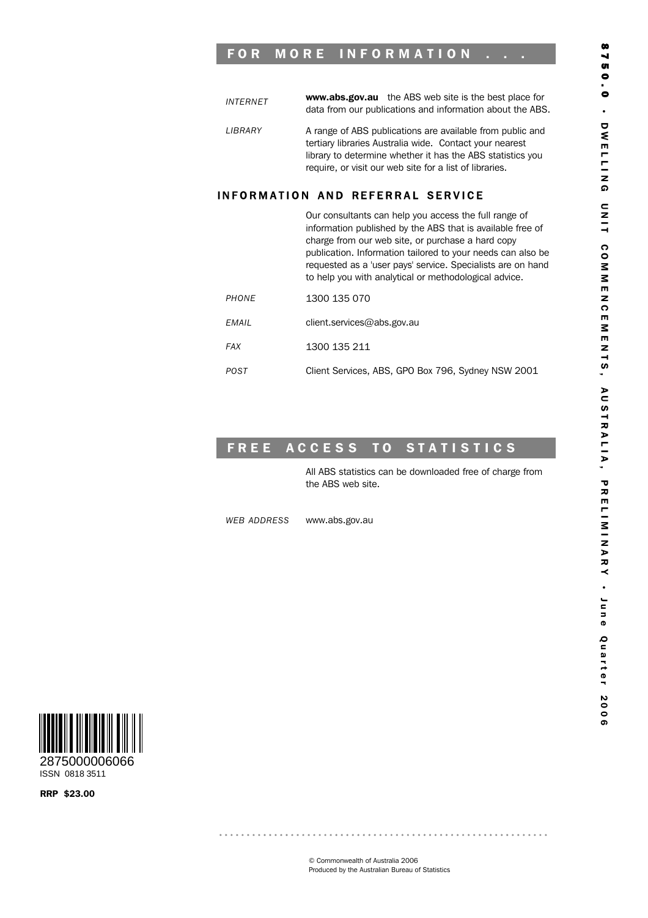## FOR MORE INFORMATION . . .

*INTERNET* **www.abs.gov.au** the ABS web site is the best place for data from our publications and information about the ABS.

*LIBRARY* A range of ABS publications are available from public and tertiary libraries Australia wide. Contact your nearest library to determine whether it has the ABS statistics you require, or visit our web site for a list of libraries.

### INFORMATION AND REFERRAL SERVICE

Our consultants can help you access the full range of information published by the ABS that is available free of charge from our web site, or purchase a hard copy publication. Information tailored to your needs can also be requested as a 'user pays' service. Specialists are on hand to help you with analytical or methodological advice.

*PHONE* 1300 135 070

*EMAIL* client.services@abs.gov.au

*FAX* 1300 135 211

*POST* Client Services, ABS, GPO Box 796, Sydney NSW 2001

## FREE ACCESS TO STATISTICS

All ABS statistics can be downloaded free of charge from the ABS web site.

*WEB ADDRESS* www.abs.gov.au

2875000006066

ISSN 0818 3511

**RRP $23.00**

© Commonwealth of Australia 2006

Produced by the Australian Bureau of Statistics